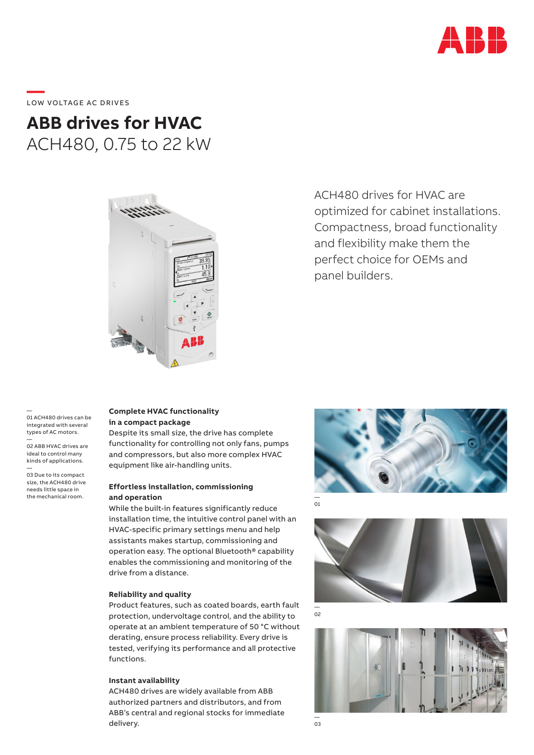LOW VOLTAGE AC DRIVES

# ABB drives for HVAC

## ACH480, 0.75 to 22 kW

ACH480 drives for HVAC are optimized for cabinet installations. Compactness, broad functionality and flexibility make them the perfect choice for OEMs and panel builders.

01 ACH480 drives can be integrated with several types of AC motors.

02 ABB HVAC drives are ideal to control many kinds of applications.

03 Due to its compact size, the ACH480 drive needs little space in the mechanical room.

### Complete HVAC functionality in a compact package

Despite its small size, the drive has complete functionality for controlling not only fans, pumps and compressors, but also more complex HVAC equipment like air-handling units.

### Effortless installation, commissioning and operation

While the built-in features significantly reduce installation time, the intuitive control panel with an HVAC-specific primary settings menu and help assistants makes startup, commissioning and operation easy. The optional Bluetooth® capability enables the commissioning and monitoring of the drive from a distance.

### Reliability and quality

Product features, such as coated boards, earth fault protection, undervoltage control, and the ability to operate at an ambient temperature of 50 °C without derating, ensure process reliability. Every drive is tested, verifying its performance and all protective functions.

### Instant availability

ACH480 drives are widely available from ABB authorized partners and distributors, and from ABB's central and regional stocks for immediate delivery.

01

02

03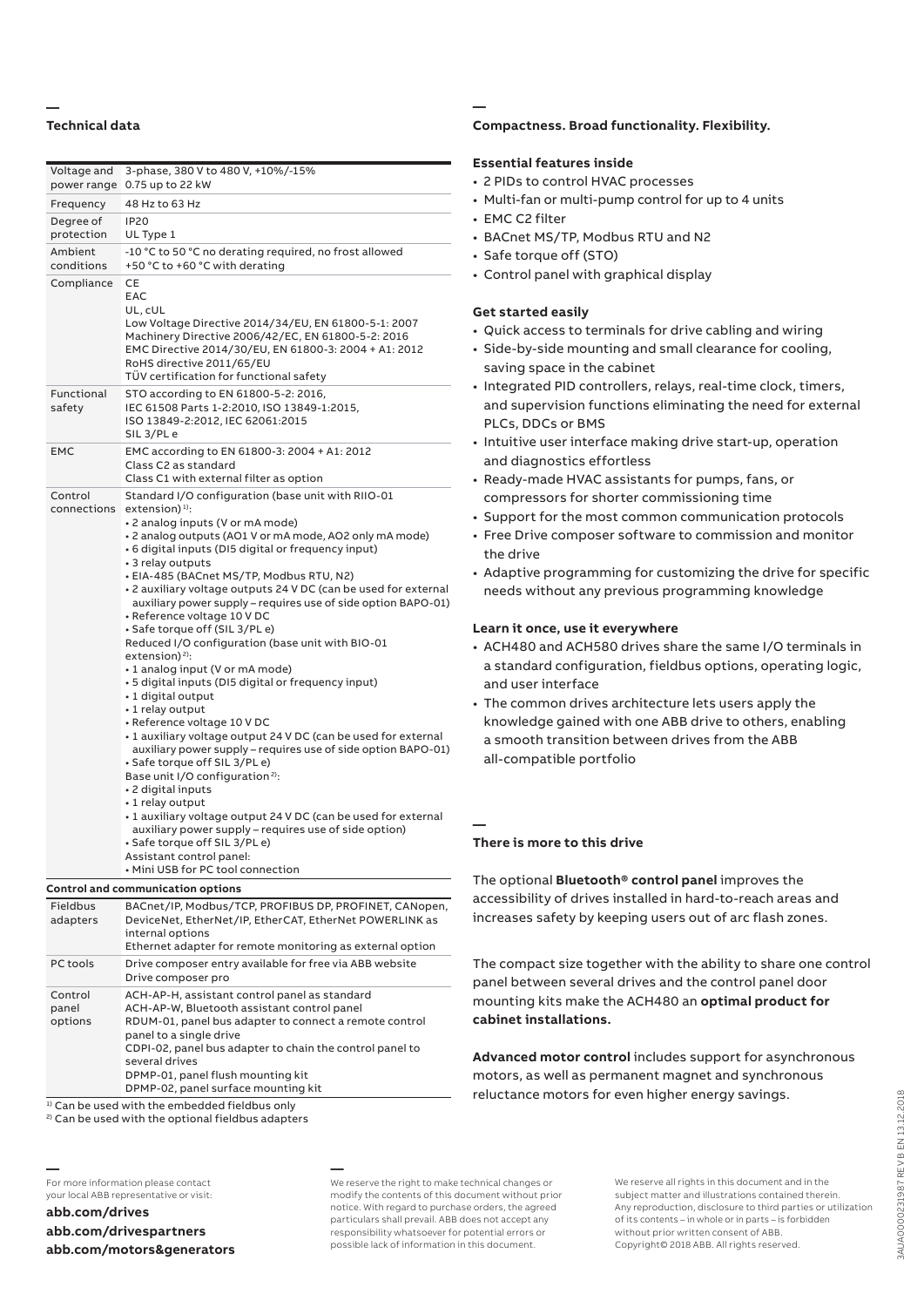## Technical data

| | |
|---|---|
| Voltage and power range | 3-phase, 380 V to 480 V, +10%/-15%<br>0.75 up to 22 kW |
| Frequency | 48 Hz to 63 Hz |
| Degree of protection | IP20<br>UL Type 1 |
| Ambient conditions | -10 °C to 50 °C no derating required, no frost allowed<br>+50 °C to +60 °C with derating |
| Compliance | CE<br>EAC<br>UL, cUL<br>Low Voltage Directive 2014/34/EU, EN 61800-5-1: 2007<br>Machinery Directive 2006/42/EC, EN 61800-5-2: 2016<br>EMC Directive 2014/30/EU, EN 61800-3: 2004 + A1: 2012<br>RoHS directive 2011/65/EU<br>TÜV certification for functional safety |
| Functional safety | STO according to EN 61800-5-2: 2016,<br>IEC 61508 Parts 1-2:2010, ISO 13849-1:2015,<br>ISO 13849-2:2012, IEC 62061:2015<br>SIL 3/PL e |
| EMC | EMC according to EN 61800-3: 2004 + A1: 2012<br>Class C2 as standard<br>Class C1 with external filter as option |
| Control connections | Standard I/O configuration (base unit with RIIO-01 extension) [1]:<br>• 2 analog inputs (V or mA mode)<br>• 2 analog outputs (AO1 V or mA mode, AO2 only mA mode)<br>• 6 digital inputs (DI5 digital or frequency input)<br>• 3 relay outputs<br>• EIA-485 (BACnet MS/TP, Modbus RTU, N2)<br>• 2 auxiliary voltage outputs 24 V DC (can be used for external auxiliary power supply – requires use of side option BAPO-01)<br>• Reference voltage 10 V DC<br>• Safe torque off (SIL 3/PL e)<br>Reduced I/O configuration (base unit with BIO-01 extension) [2]:<br>• 1 analog input (V or mA mode)<br>• 5 digital inputs (DI5 digital or frequency input)<br>• 1 digital output<br>• 1 relay output<br>• Reference voltage 10 V DC<br>• 1 auxiliary voltage output 24 V DC (can be used for external auxiliary power supply – requires use of side option BAPO-01)<br>• Safe torque off SIL 3/PL e)<br>Base unit I/O configuration [2]:<br>• 2 digital inputs<br>• 1 relay output<br>• 1 auxiliary voltage output 24 V DC (can be used for external auxiliary power supply – requires use of side option)<br>• Safe torque off SIL 3/PL e)<br>Assistant control panel:<br>• Mini USB for PC tool connection |
| **Control and communication options** | |
| Fieldbus adapters | BACnet/IP, Modbus/TCP, PROFIBUS DP, PROFINET, CANopen, DeviceNet, EtherNet/IP, EtherCAT, EtherNet POWERLINK as internal options<br>Ethernet adapter for remote monitoring as external option |
| PC tools | Drive composer entry available for free via ABB website<br>Drive composer pro |
| Control panel options | ACH-AP-H, assistant control panel as standard<br>ACH-AP-W, Bluetooth assistant control panel<br>RDUM-01, panel bus adapter to connect a remote control panel to a single drive<br>CDPI-02, panel bus adapter to chain the control panel to several drives<br>DPMP-01, panel flush mounting kit<br>DPMP-02, panel surface mounting kit |

[1] Can be used with the embedded fieldbus only
[2] Can be used with the optional fieldbus adapters

## Compactness. Broad functionality. Flexibility.

### Essential features inside

- 2 PIDs to control HVAC processes
- Multi-fan or multi-pump control for up to 4 units
- EMC C2 filter
- BACnet MS/TP, Modbus RTU and N2
- Safe torque off (STO)
- Control panel with graphical display

### Get started easily

- Quick access to terminals for drive cabling and wiring
- Side-by-side mounting and small clearance for cooling, saving space in the cabinet
- Integrated PID controllers, relays, real-time clock, timers, and supervision functions eliminating the need for external PLCs, DDCs or BMS
- Intuitive user interface making drive start-up, operation and diagnostics effortless
- Ready-made HVAC assistants for pumps, fans, or compressors for shorter commissioning time
- Support for the most common communication protocols
- Free Drive composer software to commission and monitor the drive
- Adaptive programming for customizing the drive for specific needs without any previous programming knowledge

### Learn it once, use it everywhere

- ACH480 and ACH580 drives share the same I/O terminals in a standard configuration, fieldbus options, operating logic, and user interface
- The common drives architecture lets users apply the knowledge gained with one ABB drive to others, enabling a smooth transition between drives from the ABB all-compatible portfolio

## There is more to this drive

The optional **Bluetooth® control panel** improves the accessibility of drives installed in hard-to-reach areas and increases safety by keeping users out of arc flash zones.

The compact size together with the ability to share one control panel between several drives and the control panel door mounting kits make the ACH480 an **optimal product for cabinet installations.**

**Advanced motor control** includes support for asynchronous motors, as well as permanent magnet and synchronous reluctance motors for even higher energy savings.

For more information please contact your local ABB representative or visit:

**abb.com/drives**
**abb.com/drivespartners**
**abb.com/motors&generators**

We reserve the right to make technical changes or modify the contents of this document without prior notice. With regard to purchase orders, the agreed particulars shall prevail. ABB does not accept any responsibility whatsoever for potential errors or possible lack of information in this document.

We reserve all rights in this document and in the subject matter and illustrations contained therein. Any reproduction, disclosure to third parties or utilization of its contents – in whole or in parts – is forbidden without prior written consent of ABB.
Copyright© 2018 ABB. All rights reserved.

3AUA0000231987 REV B EN 13.12.2018